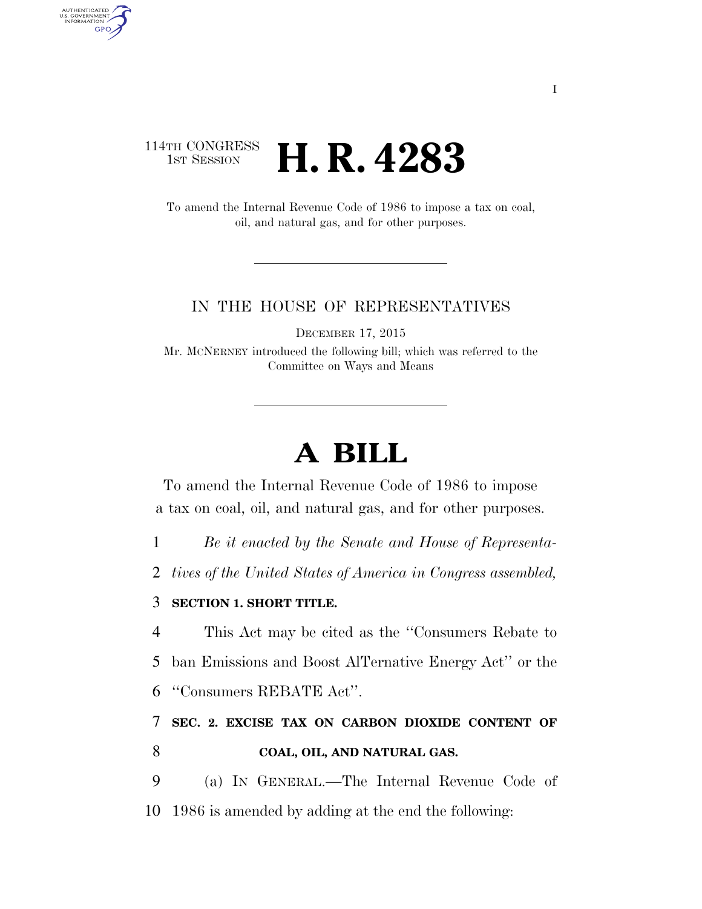114TH CONGRESS
1ST SESSION

# H. R. 4283

To amend the Internal Revenue Code of 1986 to impose a tax on coal, oil, and natural gas, and for other purposes.

---

IN THE HOUSE OF REPRESENTATIVES

DECEMBER 17, 2015

Mr. MCNERNEY introduced the following bill; which was referred to the Committee on Ways and Means

---

# A BILL

To amend the Internal Revenue Code of 1986 to impose a tax on coal, oil, and natural gas, and for other purposes.

1 *Be it enacted by the Senate and House of Representa-*
2 *tives of the United States of America in Congress assembled,*

3 **SECTION 1. SHORT TITLE.**

4 This Act may be cited as the "Consumers Rebate to
5 ban Emissions and Boost AlTernative Energy Act" or the
6 "Consumers REBATE Act".

7 **SEC. 2. EXCISE TAX ON CARBON DIOXIDE CONTENT OF**
8 **COAL, OIL, AND NATURAL GAS.**

9 (a) IN GENERAL.—The Internal Revenue Code of
10 1986 is amended by adding at the end the following: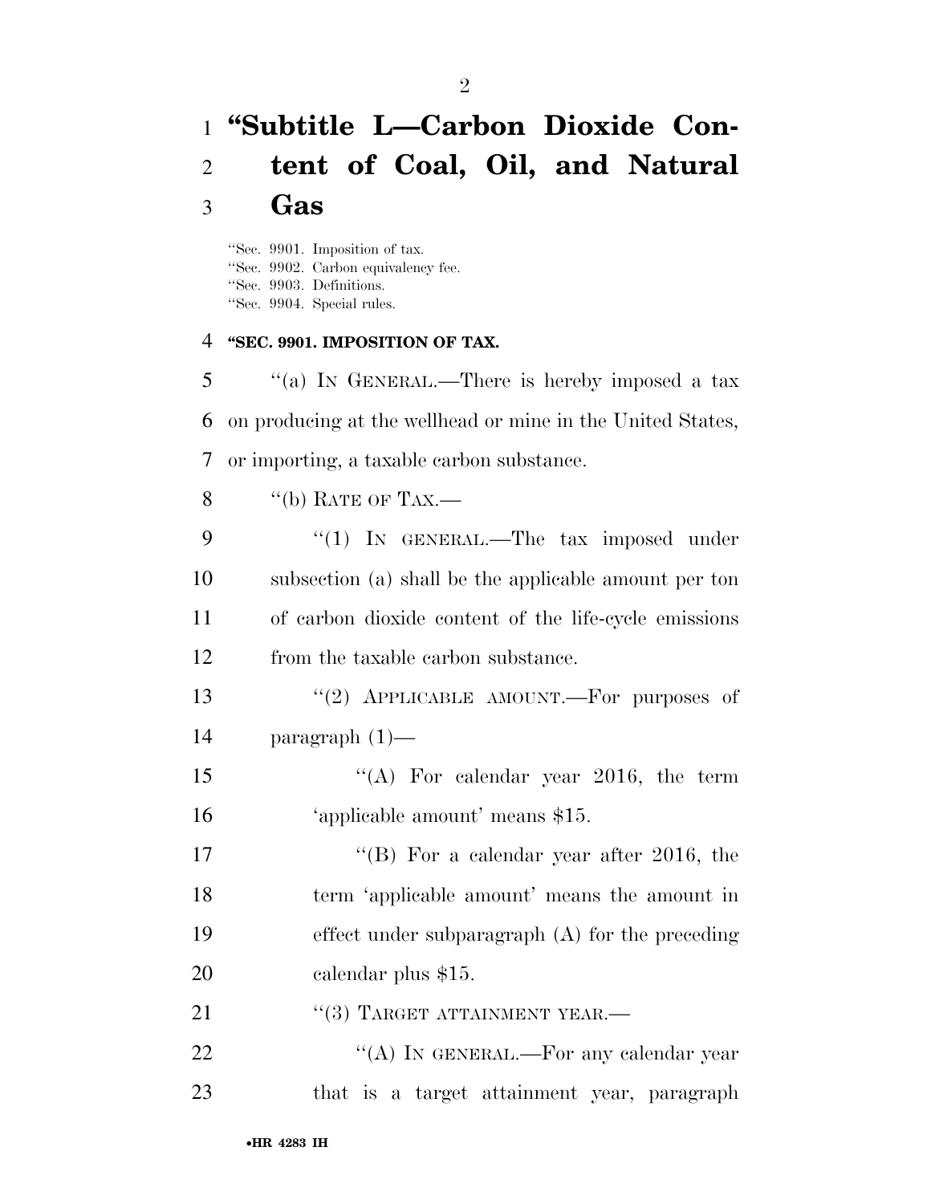# "Subtitle L—Carbon Dioxide Content of Coal, Oil, and Natural Gas

"Sec. 9901. Imposition of tax.
"Sec. 9902. Carbon equivalency fee.
"Sec. 9903. Definitions.
"Sec. 9904. Special rules.

**"SEC. 9901. IMPOSITION OF TAX.**

"(a) IN GENERAL.—There is hereby imposed a tax on producing at the wellhead or mine in the United States, or importing, a taxable carbon substance.

"(b) RATE OF TAX.—

"(1) IN GENERAL.—The tax imposed under subsection (a) shall be the applicable amount per ton of carbon dioxide content of the life-cycle emissions from the taxable carbon substance.

"(2) APPLICABLE AMOUNT.—For purposes of paragraph (1)—

"(A) For calendar year 2016, the term 'applicable amount' means $15.

"(B) For a calendar year after 2016, the term 'applicable amount' means the amount in effect under subparagraph (A) for the preceding calendar plus $15.

"(3) TARGET ATTAINMENT YEAR.—

"(A) IN GENERAL.—For any calendar year that is a target attainment year, paragraph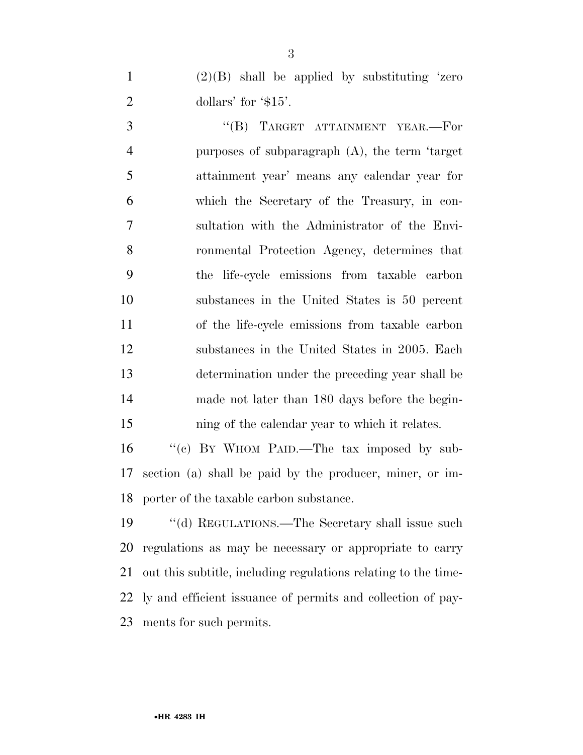(2)(B) shall be applied by substituting 'zero dollars' for '$15'.

"(B) TARGET ATTAINMENT YEAR.—For purposes of subparagraph (A), the term 'target attainment year' means any calendar year for which the Secretary of the Treasury, in consultation with the Administrator of the Environmental Protection Agency, determines that the life-cycle emissions from taxable carbon substances in the United States is 50 percent of the life-cycle emissions from taxable carbon substances in the United States in 2005. Each determination under the preceding year shall be made not later than 180 days before the beginning of the calendar year to which it relates.

"(c) BY WHOM PAID.—The tax imposed by subsection (a) shall be paid by the producer, miner, or importer of the taxable carbon substance.

"(d) REGULATIONS.—The Secretary shall issue such regulations as may be necessary or appropriate to carry out this subtitle, including regulations relating to the timely and efficient issuance of permits and collection of payments for such permits.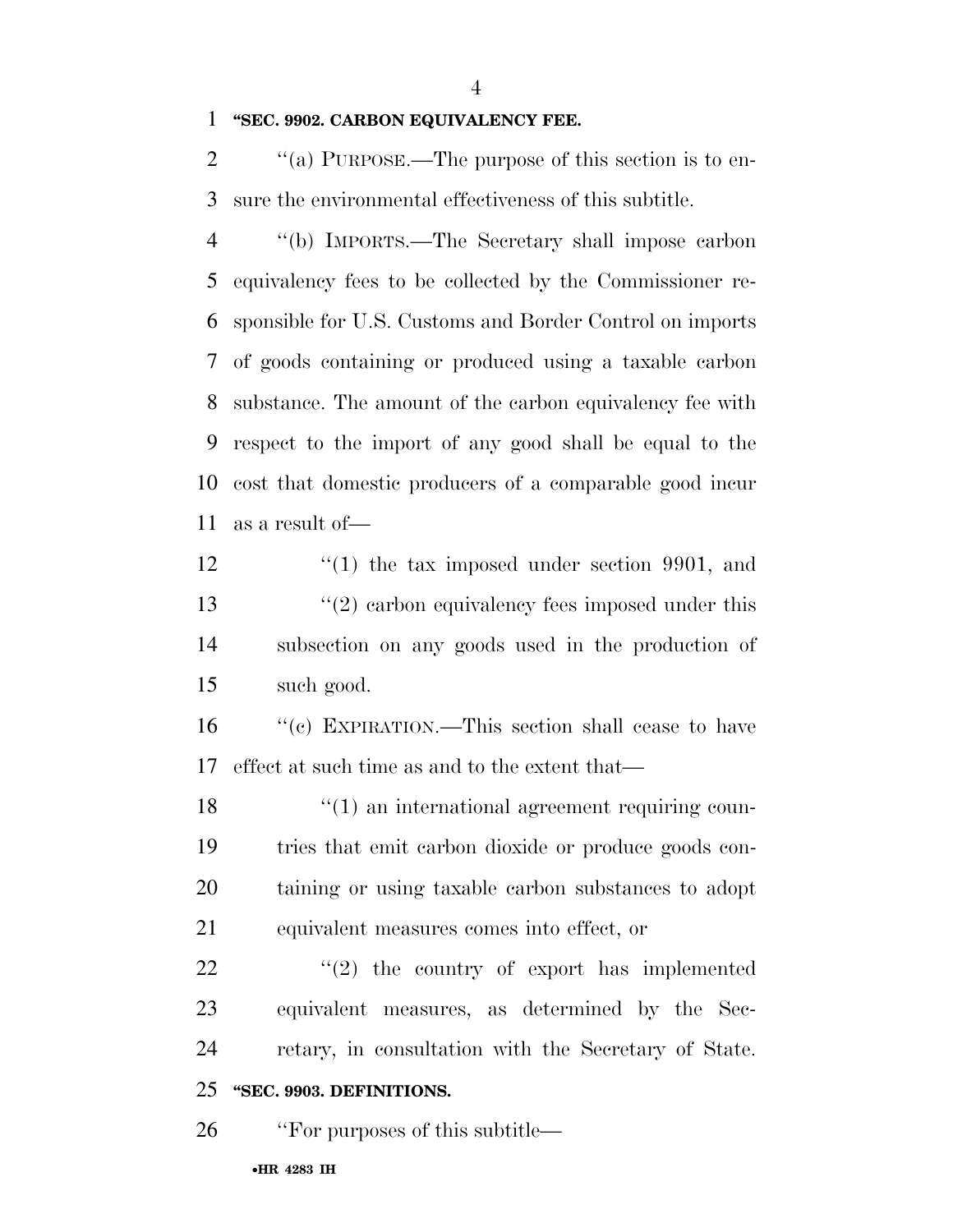**"SEC. 9902. CARBON EQUIVALENCY FEE.**

"(a) PURPOSE.—The purpose of this section is to ensure the environmental effectiveness of this subtitle.

"(b) IMPORTS.—The Secretary shall impose carbon equivalency fees to be collected by the Commissioner responsible for U.S. Customs and Border Control on imports of goods containing or produced using a taxable carbon substance. The amount of the carbon equivalency fee with respect to the import of any good shall be equal to the cost that domestic producers of a comparable good incur as a result of—

"(1) the tax imposed under section 9901, and

"(2) carbon equivalency fees imposed under this subsection on any goods used in the production of such good.

"(c) EXPIRATION.—This section shall cease to have effect at such time as and to the extent that—

"(1) an international agreement requiring countries that emit carbon dioxide or produce goods containing or using taxable carbon substances to adopt equivalent measures comes into effect, or

"(2) the country of export has implemented equivalent measures, as determined by the Secretary, in consultation with the Secretary of State.

**"SEC. 9903. DEFINITIONS.**

"For purposes of this subtitle—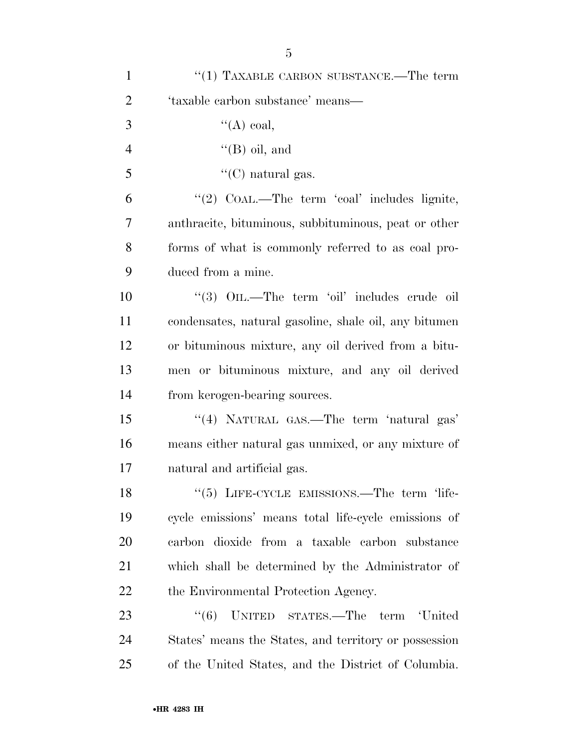"(1) TAXABLE CARBON SUBSTANCE.—The term 'taxable carbon substance' means—

"(A) coal,

"(B) oil, and

"(C) natural gas.

"(2) COAL.—The term 'coal' includes lignite, anthracite, bituminous, subbituminous, peat or other forms of what is commonly referred to as coal produced from a mine.

"(3) OIL.—The term 'oil' includes crude oil condensates, natural gasoline, shale oil, any bitumen or bituminous mixture, any oil derived from a bitumen or bituminous mixture, and any oil derived from kerogen-bearing sources.

"(4) NATURAL GAS.—The term 'natural gas' means either natural gas unmixed, or any mixture of natural and artificial gas.

"(5) LIFE-CYCLE EMISSIONS.—The term 'life-cycle emissions' means total life-cycle emissions of carbon dioxide from a taxable carbon substance which shall be determined by the Administrator of the Environmental Protection Agency.

"(6) UNITED STATES.—The term 'United States' means the States, and territory or possession of the United States, and the District of Columbia.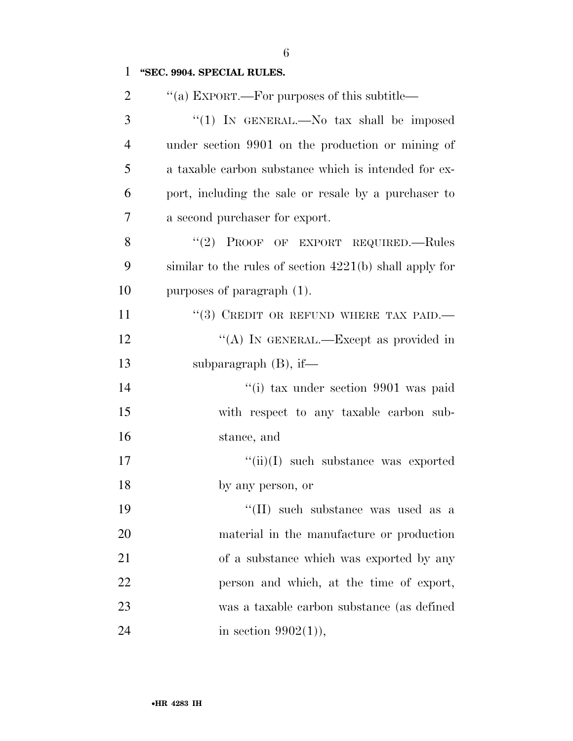**"SEC. 9904. SPECIAL RULES.**

''(a) EXPORT.—For purposes of this subtitle—

''(1) IN GENERAL.—No tax shall be imposed under section 9901 on the production or mining of a taxable carbon substance which is intended for export, including the sale or resale by a purchaser to a second purchaser for export.

''(2) PROOF OF EXPORT REQUIRED.—Rules similar to the rules of section 4221(b) shall apply for purposes of paragraph (1).

''(3) CREDIT OR REFUND WHERE TAX PAID.—

''(A) IN GENERAL.—Except as provided in subparagraph (B), if—

''(i) tax under section 9901 was paid with respect to any taxable carbon substance, and

''(ii)(I) such substance was exported by any person, or

''(II) such substance was used as a material in the manufacture or production of a substance which was exported by any person and which, at the time of export, was a taxable carbon substance (as defined in section 9902(1)),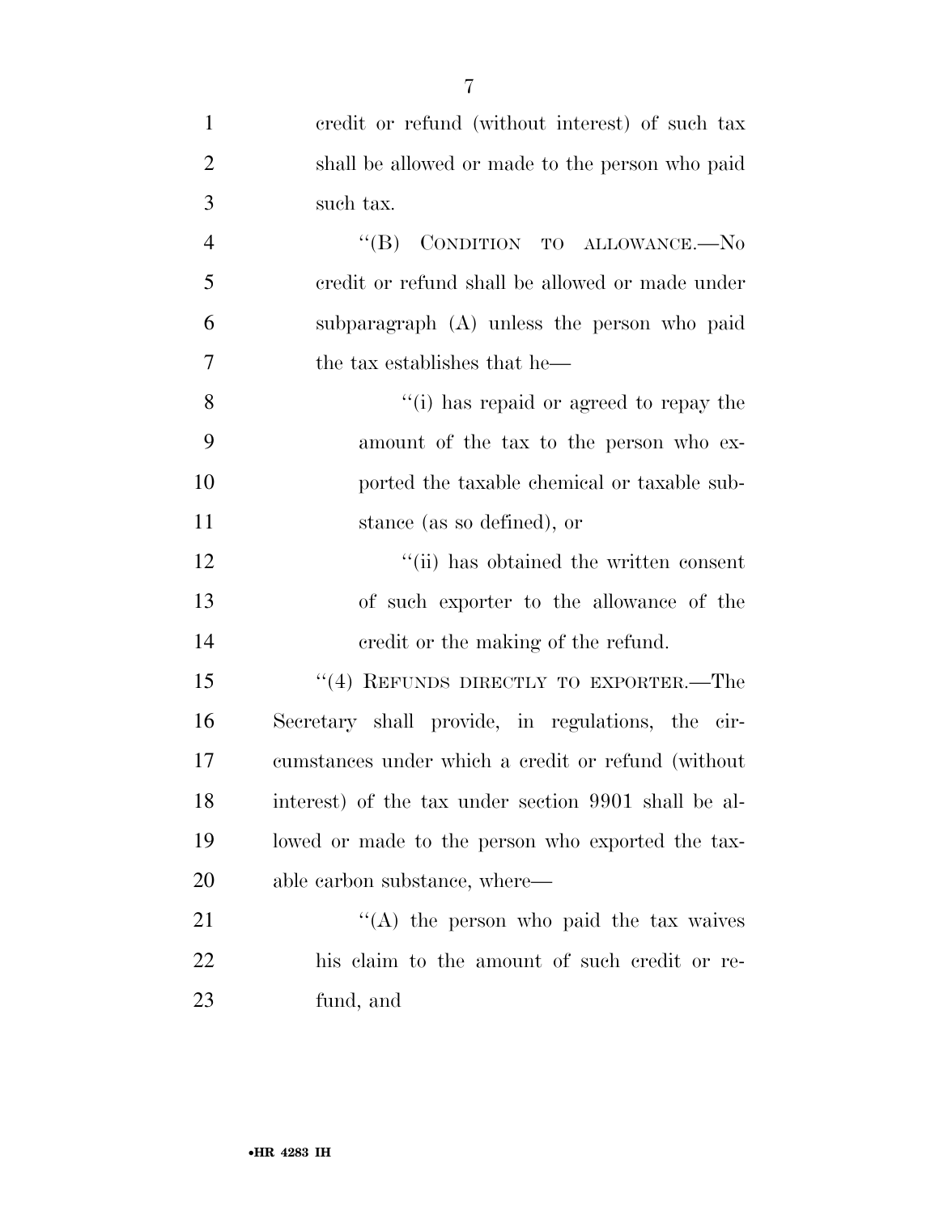credit or refund (without interest) of such tax shall be allowed or made to the person who paid such tax.

"(B) CONDITION TO ALLOWANCE.—No credit or refund shall be allowed or made under subparagraph (A) unless the person who paid the tax establishes that he—

"(i) has repaid or agreed to repay the amount of the tax to the person who exported the taxable chemical or taxable substance (as so defined), or

"(ii) has obtained the written consent of such exporter to the allowance of the credit or the making of the refund.

"(4) REFUNDS DIRECTLY TO EXPORTER.—The Secretary shall provide, in regulations, the circumstances under which a credit or refund (without interest) of the tax under section 9901 shall be allowed or made to the person who exported the taxable carbon substance, where—

"(A) the person who paid the tax waives his claim to the amount of such credit or refund, and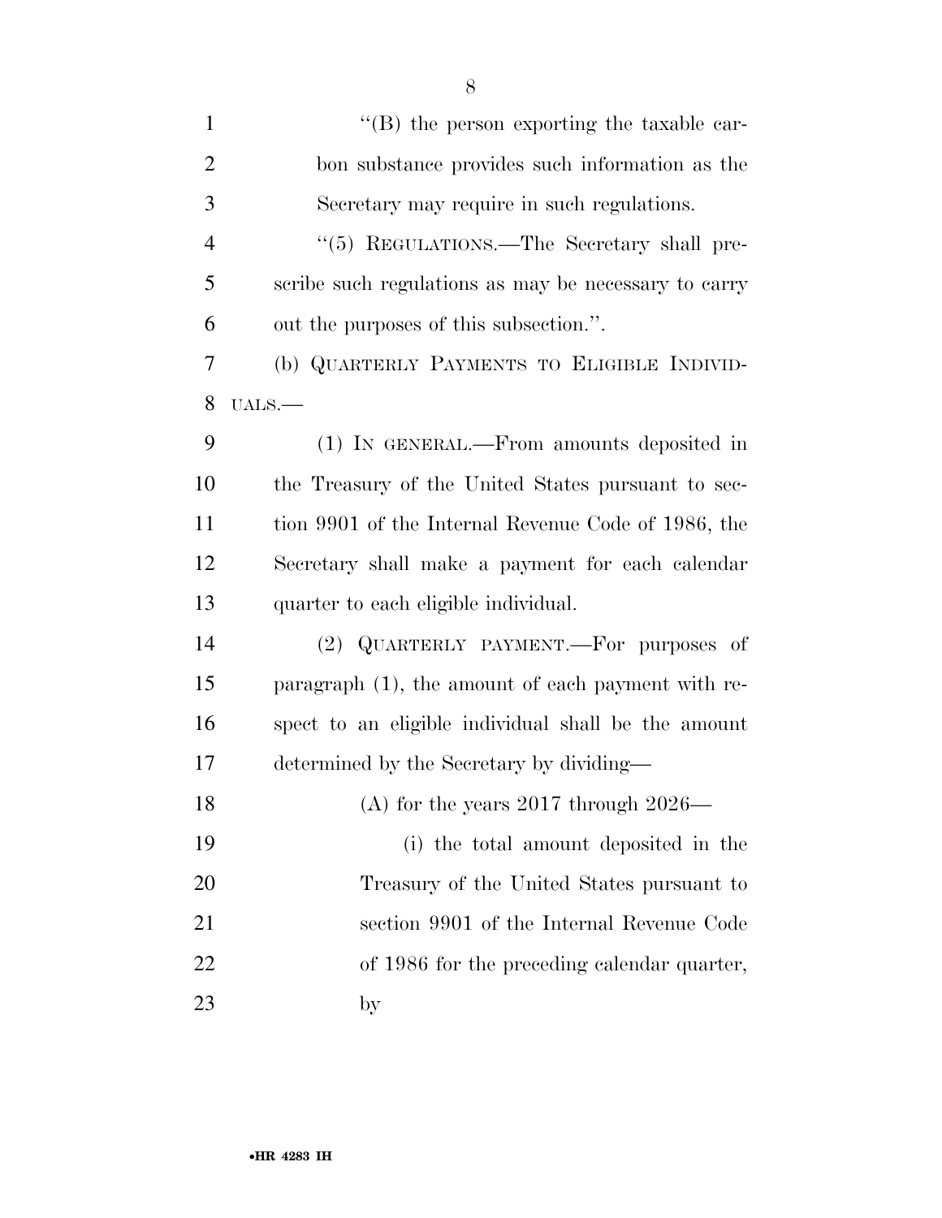"(B) the person exporting the taxable carbon substance provides such information as the Secretary may require in such regulations.

"(5) REGULATIONS.—The Secretary shall prescribe such regulations as may be necessary to carry out the purposes of this subsection.".

(b) QUARTERLY PAYMENTS TO ELIGIBLE INDIVIDUALS.—

(1) IN GENERAL.—From amounts deposited in the Treasury of the United States pursuant to section 9901 of the Internal Revenue Code of 1986, the Secretary shall make a payment for each calendar quarter to each eligible individual.

(2) QUARTERLY PAYMENT.—For purposes of paragraph (1), the amount of each payment with respect to an eligible individual shall be the amount determined by the Secretary by dividing—

(A) for the years 2017 through 2026—

(i) the total amount deposited in the Treasury of the United States pursuant to section 9901 of the Internal Revenue Code of 1986 for the preceding calendar quarter, by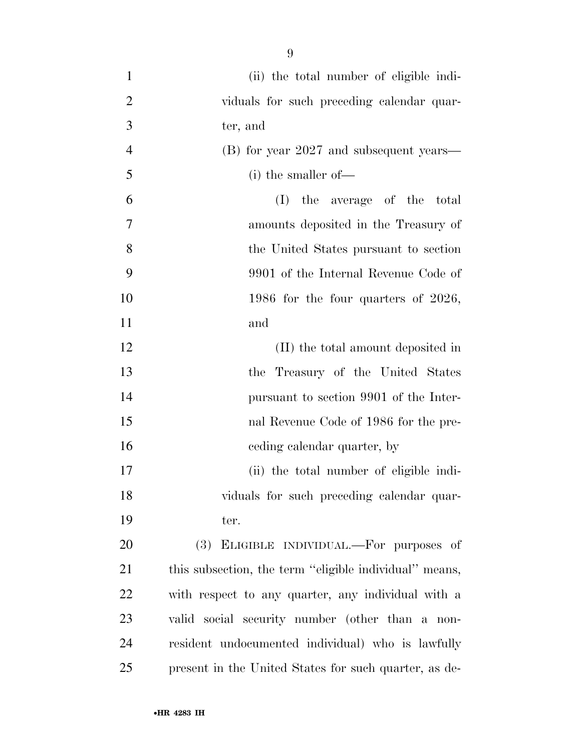(ii) the total number of eligible individuals for such preceding calendar quarter, and

(B) for year 2027 and subsequent years—

(i) the smaller of—

(I) the average of the total amounts deposited in the Treasury of the United States pursuant to section 9901 of the Internal Revenue Code of 1986 for the four quarters of 2026, and

(II) the total amount deposited in the Treasury of the United States pursuant to section 9901 of the Internal Revenue Code of 1986 for the preceding calendar quarter, by

(ii) the total number of eligible individuals for such preceding calendar quarter.

(3) ELIGIBLE INDIVIDUAL.—For purposes of this subsection, the term ''eligible individual'' means, with respect to any quarter, any individual with a valid social security number (other than a nonresident undocumented individual) who is lawfully present in the United States for such quarter, as de-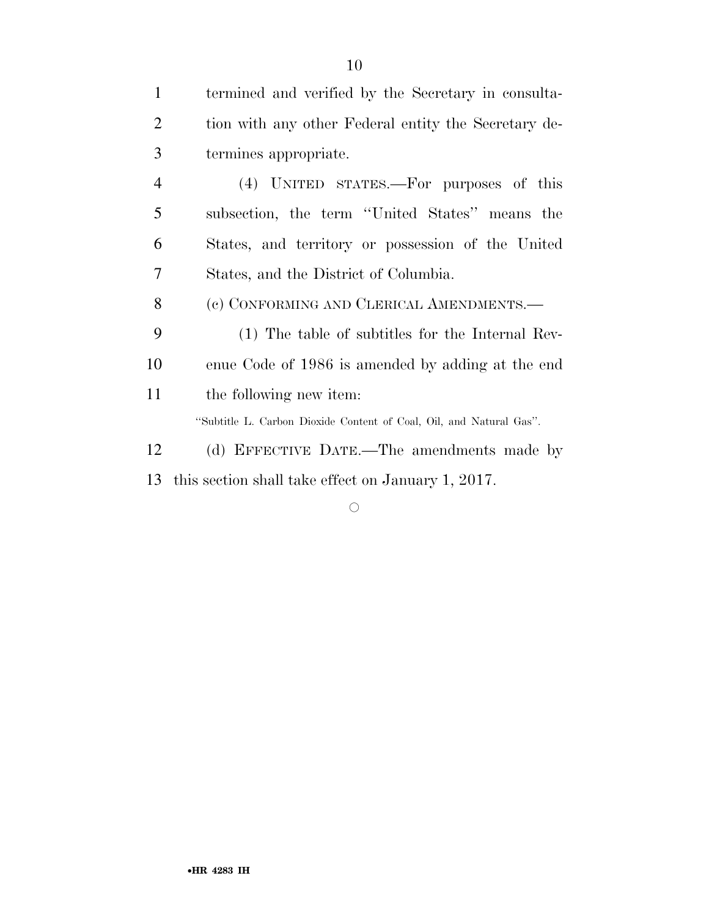termined and verified by the Secretary in consultation with any other Federal entity the Secretary determines appropriate.

(4) UNITED STATES.—For purposes of this subsection, the term ''United States'' means the States, and territory or possession of the United States, and the District of Columbia.

(c) CONFORMING AND CLERICAL AMENDMENTS.—

(1) The table of subtitles for the Internal Revenue Code of 1986 is amended by adding at the end the following new item:

''Subtitle L. Carbon Dioxide Content of Coal, Oil, and Natural Gas''.

(d) EFFECTIVE DATE.—The amendments made by this section shall take effect on January 1, 2017.